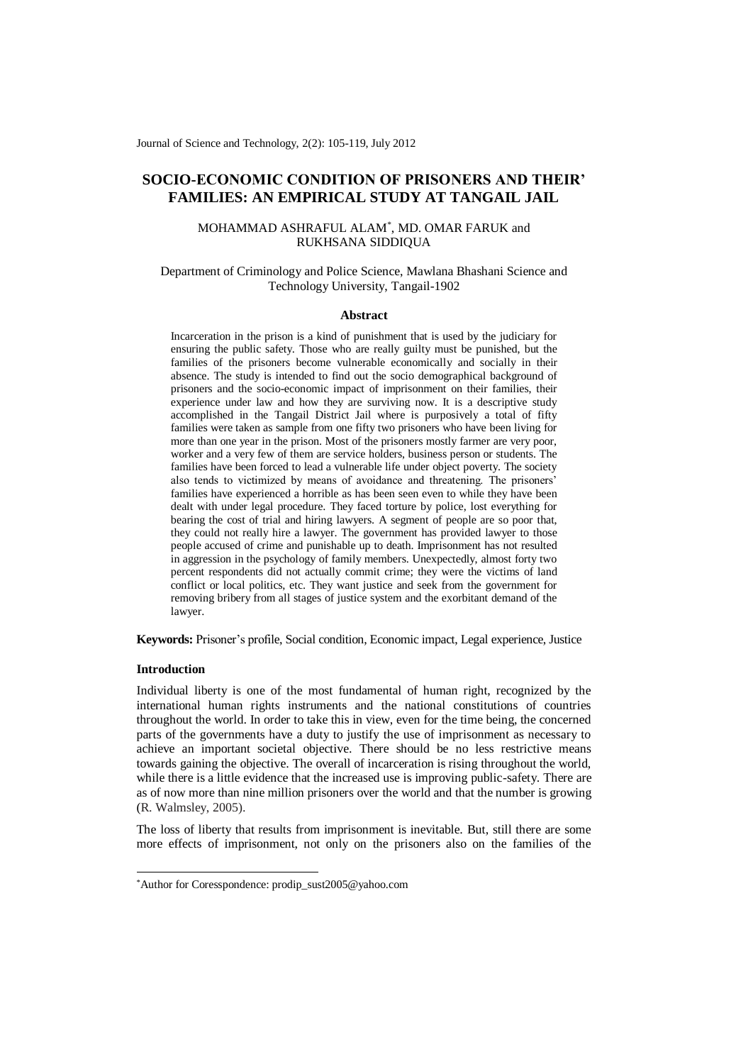# SOCIO-ECONOMIC CONDITION OF PRISONERS AND THEIR' FAMILIES: AN EMPIRICAL STUDY AT TANGAIL JAIL

MOHAMMAD ASHRAFUL ALAM*, MD. OMAR FARUK and RUKHSANA SIDDIQUA

Department of Criminology and Police Science, Mawlana Bhashani Science and Technology University, Tangail-1902

### Abstract

Incarceration in the prison is a kind of punishment that is used by the judiciary for ensuring the public safety. Those who are really guilty must be punished, but the families of the prisoners become vulnerable economically and socially in their absence. The study is intended to find out the socio demographical background of prisoners and the socio-economic impact of imprisonment on their families, their experience under law and how they are surviving now. It is a descriptive study accomplished in the Tangail District Jail where is purposively a total of fifty families were taken as sample from one fifty two prisoners who have been living for more than one year in the prison. Most of the prisoners mostly farmer are very poor, worker and a very few of them are service holders, business person or students. The families have been forced to lead a vulnerable life under object poverty. The society also tends to victimized by means of avoidance and threatening. The prisoners' families have experienced a horrible as has been seen even to while they have been dealt with under legal procedure. They faced torture by police, lost everything for bearing the cost of trial and hiring lawyers. A segment of people are so poor that, they could not really hire a lawyer. The government has provided lawyer to those people accused of crime and punishable up to death. Imprisonment has not resulted in aggression in the psychology of family members. Unexpectedly, almost forty two percent respondents did not actually commit crime; they were the victims of land conflict or local politics, etc. They want justice and seek from the government for removing bribery from all stages of justice system and the exorbitant demand of the lawyer.

**Keywords:** Prisoner's profile, Social condition, Economic impact, Legal experience, Justice

### Introduction

Individual liberty is one of the most fundamental of human right, recognized by the international human rights instruments and the national constitutions of countries throughout the world. In order to take this in view, even for the time being, the concerned parts of the governments have a duty to justify the use of imprisonment as necessary to achieve an important societal objective. There should be no less restrictive means towards gaining the objective. The overall of incarceration is rising throughout the world, while there is a little evidence that the increased use is improving public-safety. There are as of now more than nine million prisoners over the world and that the number is growing (R. Walmsley, 2005).

The loss of liberty that results from imprisonment is inevitable. But, still there are some more effects of imprisonment, not only on the prisoners also on the families of the

*Author for Coresspondence: prodip_sust2005@yahoo.com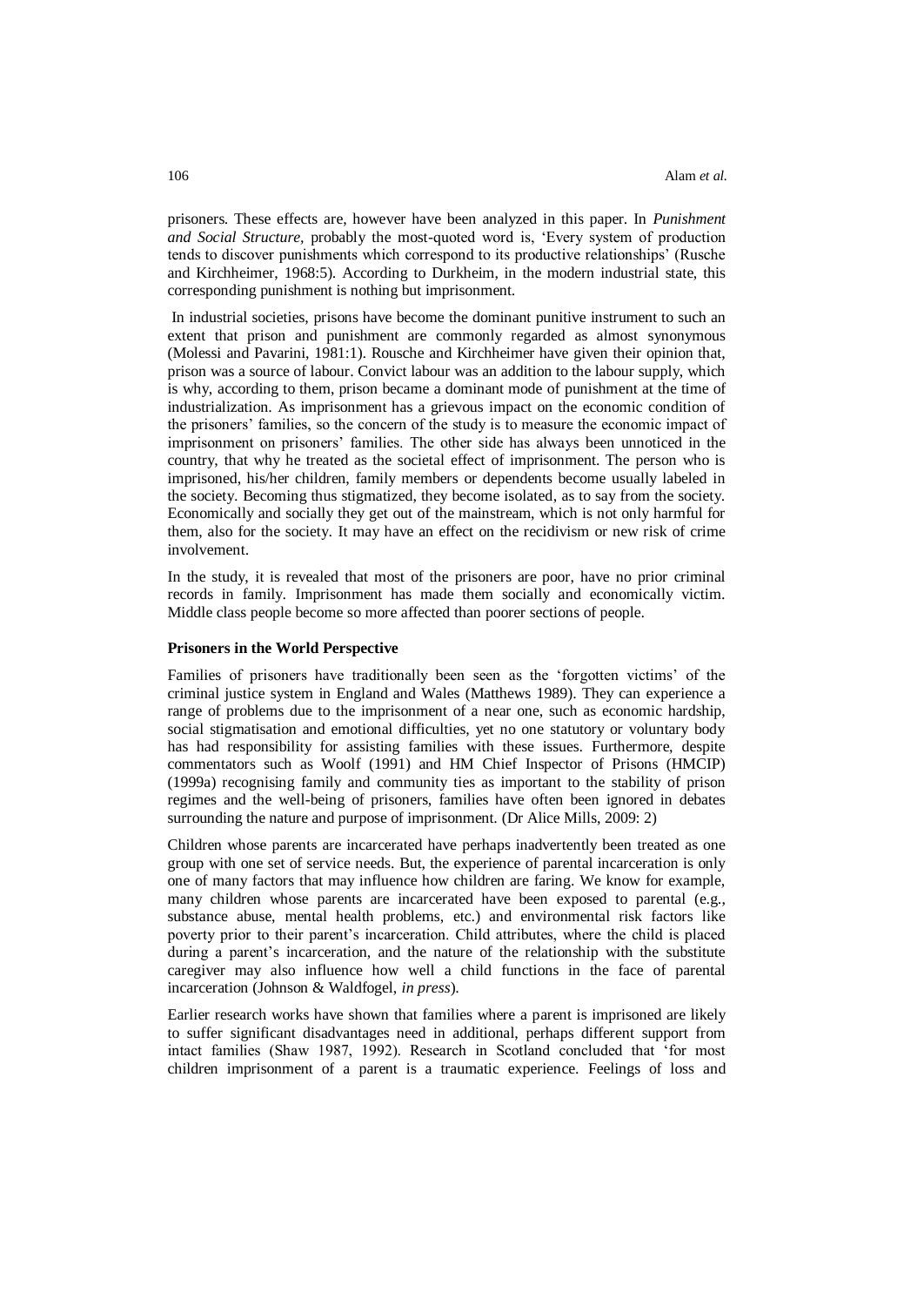prisoners. These effects are, however have been analyzed in this paper. In *Punishment and Social Structure*, probably the most-quoted word is, 'Every system of production tends to discover punishments which correspond to its productive relationships' (Rusche and Kirchheimer, 1968:5). According to Durkheim, in the modern industrial state, this corresponding punishment is nothing but imprisonment.

In industrial societies, prisons have become the dominant punitive instrument to such an extent that prison and punishment are commonly regarded as almost synonymous (Molessi and Pavarini, 1981:1). Rousche and Kirchheimer have given their opinion that, prison was a source of labour. Convict labour was an addition to the labour supply, which is why, according to them, prison became a dominant mode of punishment at the time of industrialization. As imprisonment has a grievous impact on the economic condition of the prisoners' families, so the concern of the study is to measure the economic impact of imprisonment on prisoners' families. The other side has always been unnoticed in the country, that why he treated as the societal effect of imprisonment. The person who is imprisoned, his/her children, family members or dependents become usually labeled in the society. Becoming thus stigmatized, they become isolated, as to say from the society. Economically and socially they get out of the mainstream, which is not only harmful for them, also for the society. It may have an effect on the recidivism or new risk of crime involvement.

In the study, it is revealed that most of the prisoners are poor, have no prior criminal records in family. Imprisonment has made them socially and economically victim. Middle class people become so more affected than poorer sections of people.

### Prisoners in the World Perspective

Families of prisoners have traditionally been seen as the 'forgotten victims' of the criminal justice system in England and Wales (Matthews 1989). They can experience a range of problems due to the imprisonment of a near one, such as economic hardship, social stigmatisation and emotional difficulties, yet no one statutory or voluntary body has had responsibility for assisting families with these issues. Furthermore, despite commentators such as Woolf (1991) and HM Chief Inspector of Prisons (HMCIP) (1999a) recognising family and community ties as important to the stability of prison regimes and the well-being of prisoners, families have often been ignored in debates surrounding the nature and purpose of imprisonment. (Dr Alice Mills, 2009: 2)

Children whose parents are incarcerated have perhaps inadvertently been treated as one group with one set of service needs. But, the experience of parental incarceration is only one of many factors that may influence how children are faring. We know for example, many children whose parents are incarcerated have been exposed to parental (e.g., substance abuse, mental health problems, etc.) and environmental risk factors like poverty prior to their parent's incarceration. Child attributes, where the child is placed during a parent's incarceration, and the nature of the relationship with the substitute caregiver may also influence how well a child functions in the face of parental incarceration (Johnson & Waldfogel, *in press*).

Earlier research works have shown that families where a parent is imprisoned are likely to suffer significant disadvantages need in additional, perhaps different support from intact families (Shaw 1987, 1992). Research in Scotland concluded that 'for most children imprisonment of a parent is a traumatic experience. Feelings of loss and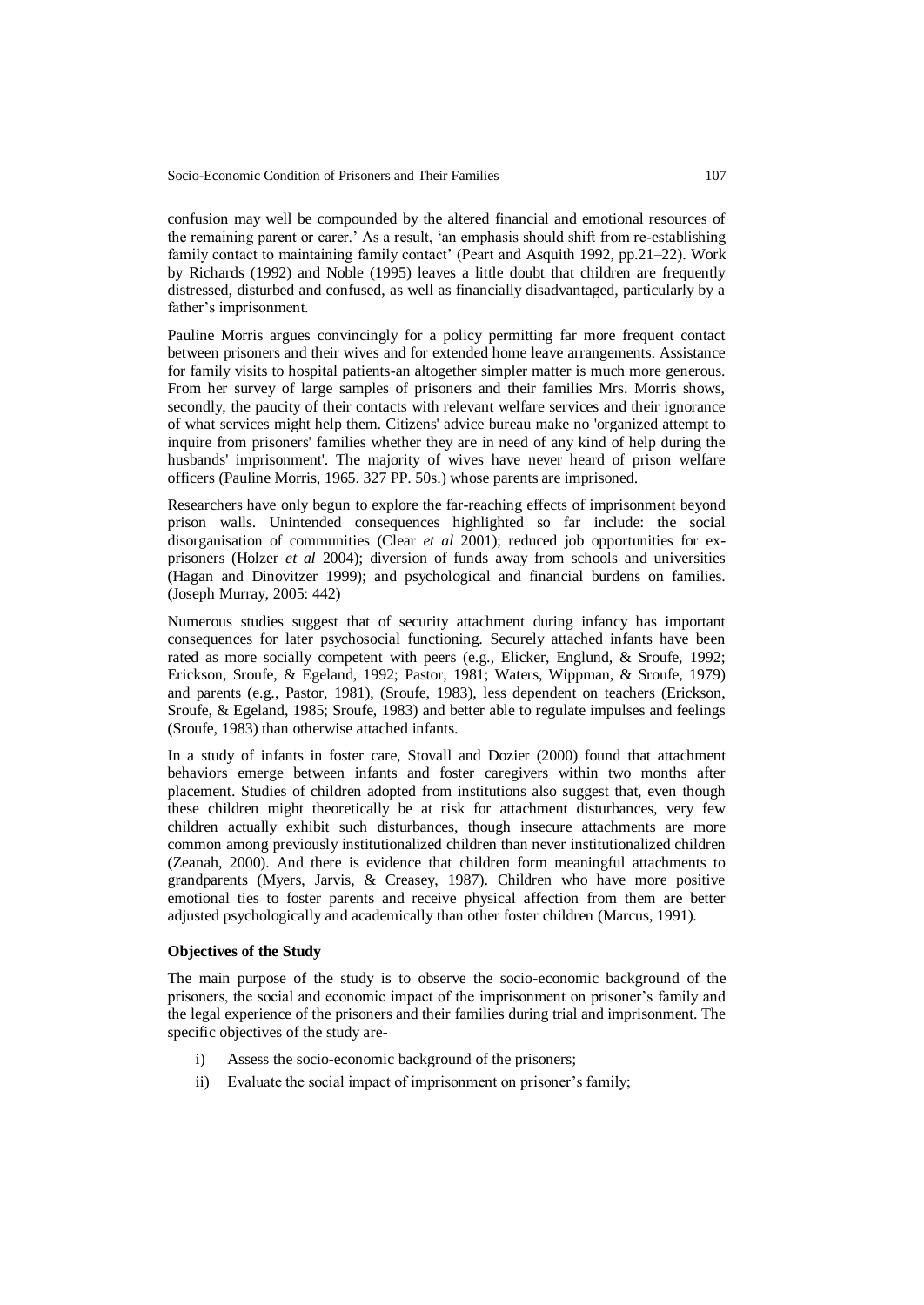confusion may well be compounded by the altered financial and emotional resources of the remaining parent or carer.' As a result, 'an emphasis should shift from re-establishing family contact to maintaining family contact' (Peart and Asquith 1992, pp.21–22). Work by Richards (1992) and Noble (1995) leaves a little doubt that children are frequently distressed, disturbed and confused, as well as financially disadvantaged, particularly by a father's imprisonment.

Pauline Morris argues convincingly for a policy permitting far more frequent contact between prisoners and their wives and for extended home leave arrangements. Assistance for family visits to hospital patients-an altogether simpler matter is much more generous. From her survey of large samples of prisoners and their families Mrs. Morris shows, secondly, the paucity of their contacts with relevant welfare services and their ignorance of what services might help them. Citizens' advice bureau make no 'organized attempt to inquire from prisoners' families whether they are in need of any kind of help during the husbands' imprisonment'. The majority of wives have never heard of prison welfare officers (Pauline Morris, 1965. 327 PP. 50s.) whose parents are imprisoned.

Researchers have only begun to explore the far-reaching effects of imprisonment beyond prison walls. Unintended consequences highlighted so far include: the social disorganisation of communities (Clear *et al* 2001); reduced job opportunities for ex-prisoners (Holzer *et al* 2004); diversion of funds away from schools and universities (Hagan and Dinovitzer 1999); and psychological and financial burdens on families. (Joseph Murray, 2005: 442)

Numerous studies suggest that of security attachment during infancy has important consequences for later psychosocial functioning. Securely attached infants have been rated as more socially competent with peers (e.g., Elicker, Englund, & Sroufe, 1992; Erickson, Sroufe, & Egeland, 1992; Pastor, 1981; Waters, Wippman, & Sroufe, 1979) and parents (e.g., Pastor, 1981), (Sroufe, 1983), less dependent on teachers (Erickson, Sroufe, & Egeland, 1985; Sroufe, 1983) and better able to regulate impulses and feelings (Sroufe, 1983) than otherwise attached infants.

In a study of infants in foster care, Stovall and Dozier (2000) found that attachment behaviors emerge between infants and foster caregivers within two months after placement. Studies of children adopted from institutions also suggest that, even though these children might theoretically be at risk for attachment disturbances, very few children actually exhibit such disturbances, though insecure attachments are more common among previously institutionalized children than never institutionalized children (Zeanah, 2000). And there is evidence that children form meaningful attachments to grandparents (Myers, Jarvis, & Creasey, 1987). Children who have more positive emotional ties to foster parents and receive physical affection from them are better adjusted psychologically and academically than other foster children (Marcus, 1991).

**Objectives of the Study**

The main purpose of the study is to observe the socio-economic background of the prisoners, the social and economic impact of the imprisonment on prisoner's family and the legal experience of the prisoners and their families during trial and imprisonment. The specific objectives of the study are-

i) Assess the socio-economic background of the prisoners;
ii) Evaluate the social impact of imprisonment on prisoner's family;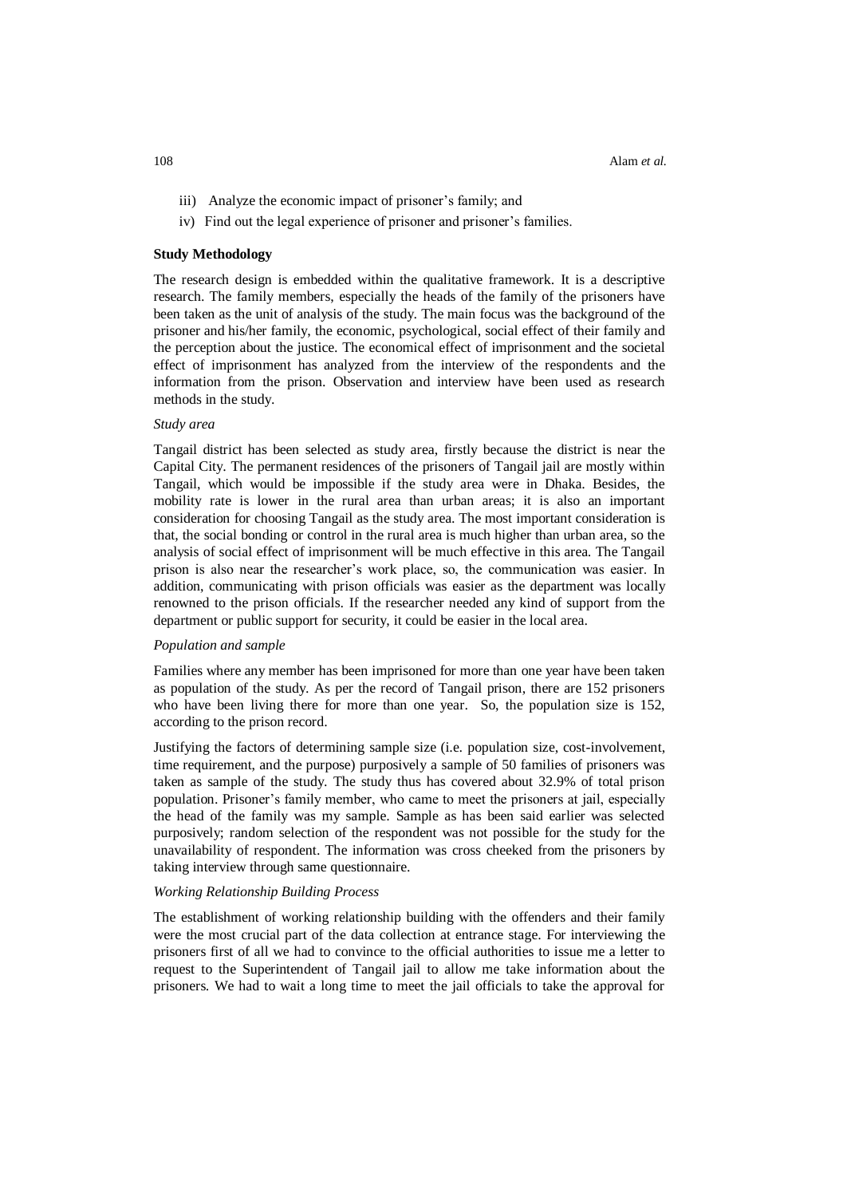iii) Analyze the economic impact of prisoner's family; and

iv) Find out the legal experience of prisoner and prisoner's families.

**Study Methodology**

The research design is embedded within the qualitative framework. It is a descriptive research. The family members, especially the heads of the family of the prisoners have been taken as the unit of analysis of the study. The main focus was the background of the prisoner and his/her family, the economic, psychological, social effect of their family and the perception about the justice. The economical effect of imprisonment and the societal effect of imprisonment has analyzed from the interview of the respondents and the information from the prison. Observation and interview have been used as research methods in the study.

*Study area*

Tangail district has been selected as study area, firstly because the district is near the Capital City. The permanent residences of the prisoners of Tangail jail are mostly within Tangail, which would be impossible if the study area were in Dhaka. Besides, the mobility rate is lower in the rural area than urban areas; it is also an important consideration for choosing Tangail as the study area. The most important consideration is that, the social bonding or control in the rural area is much higher than urban area, so the analysis of social effect of imprisonment will be much effective in this area. The Tangail prison is also near the researcher's work place, so, the communication was easier. In addition, communicating with prison officials was easier as the department was locally renowned to the prison officials. If the researcher needed any kind of support from the department or public support for security, it could be easier in the local area.

*Population and sample*

Families where any member has been imprisoned for more than one year have been taken as population of the study. As per the record of Tangail prison, there are 152 prisoners who have been living there for more than one year. So, the population size is 152, according to the prison record.

Justifying the factors of determining sample size (i.e. population size, cost-involvement, time requirement, and the purpose) purposively a sample of 50 families of prisoners was taken as sample of the study. The study thus has covered about 32.9% of total prison population. Prisoner's family member, who came to meet the prisoners at jail, especially the head of the family was my sample. Sample as has been said earlier was selected purposively; random selection of the respondent was not possible for the study for the unavailability of respondent. The information was cross cheeked from the prisoners by taking interview through same questionnaire.

*Working Relationship Building Process*

The establishment of working relationship building with the offenders and their family were the most crucial part of the data collection at entrance stage. For interviewing the prisoners first of all we had to convince to the official authorities to issue me a letter to request to the Superintendent of Tangail jail to allow me take information about the prisoners. We had to wait a long time to meet the jail officials to take the approval for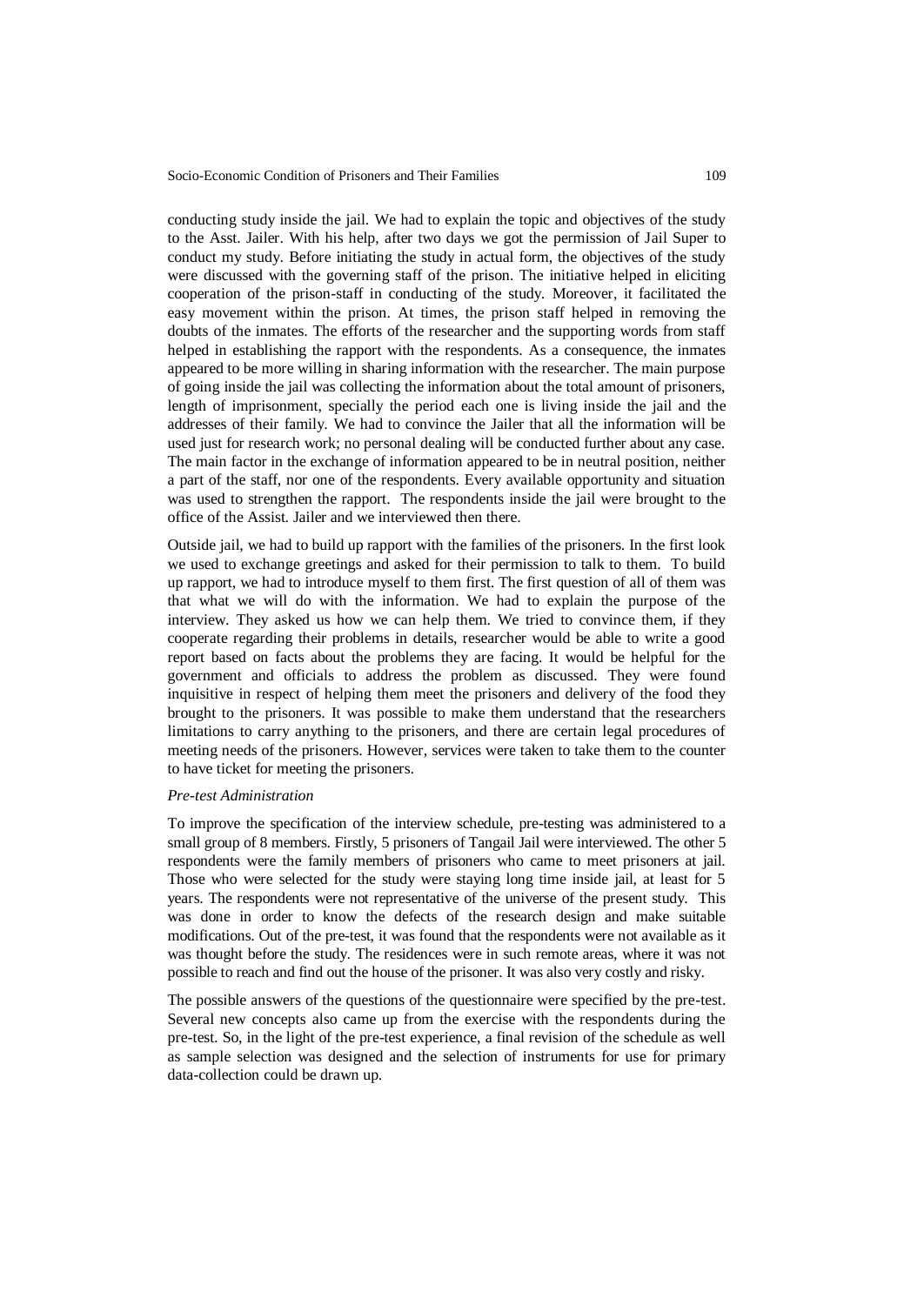conducting study inside the jail. We had to explain the topic and objectives of the study to the Asst. Jailer. With his help, after two days we got the permission of Jail Super to conduct my study. Before initiating the study in actual form, the objectives of the study were discussed with the governing staff of the prison. The initiative helped in eliciting cooperation of the prison-staff in conducting of the study. Moreover, it facilitated the easy movement within the prison. At times, the prison staff helped in removing the doubts of the inmates. The efforts of the researcher and the supporting words from staff helped in establishing the rapport with the respondents. As a consequence, the inmates appeared to be more willing in sharing information with the researcher. The main purpose of going inside the jail was collecting the information about the total amount of prisoners, length of imprisonment, specially the period each one is living inside the jail and the addresses of their family. We had to convince the Jailer that all the information will be used just for research work; no personal dealing will be conducted further about any case. The main factor in the exchange of information appeared to be in neutral position, neither a part of the staff, nor one of the respondents. Every available opportunity and situation was used to strengthen the rapport. The respondents inside the jail were brought to the office of the Assist. Jailer and we interviewed then there.

Outside jail, we had to build up rapport with the families of the prisoners. In the first look we used to exchange greetings and asked for their permission to talk to them. To build up rapport, we had to introduce myself to them first. The first question of all of them was that what we will do with the information. We had to explain the purpose of the interview. They asked us how we can help them. We tried to convince them, if they cooperate regarding their problems in details, researcher would be able to write a good report based on facts about the problems they are facing. It would be helpful for the government and officials to address the problem as discussed. They were found inquisitive in respect of helping them meet the prisoners and delivery of the food they brought to the prisoners. It was possible to make them understand that the researchers limitations to carry anything to the prisoners, and there are certain legal procedures of meeting needs of the prisoners. However, services were taken to take them to the counter to have ticket for meeting the prisoners.

*Pre-test Administration*

To improve the specification of the interview schedule, pre-testing was administered to a small group of 8 members. Firstly, 5 prisoners of Tangail Jail were interviewed. The other 5 respondents were the family members of prisoners who came to meet prisoners at jail. Those who were selected for the study were staying long time inside jail, at least for 5 years. The respondents were not representative of the universe of the present study. This was done in order to know the defects of the research design and make suitable modifications. Out of the pre-test, it was found that the respondents were not available as it was thought before the study. The residences were in such remote areas, where it was not possible to reach and find out the house of the prisoner. It was also very costly and risky.

The possible answers of the questions of the questionnaire were specified by the pre-test. Several new concepts also came up from the exercise with the respondents during the pre-test. So, in the light of the pre-test experience, a final revision of the schedule as well as sample selection was designed and the selection of instruments for use for primary data-collection could be drawn up.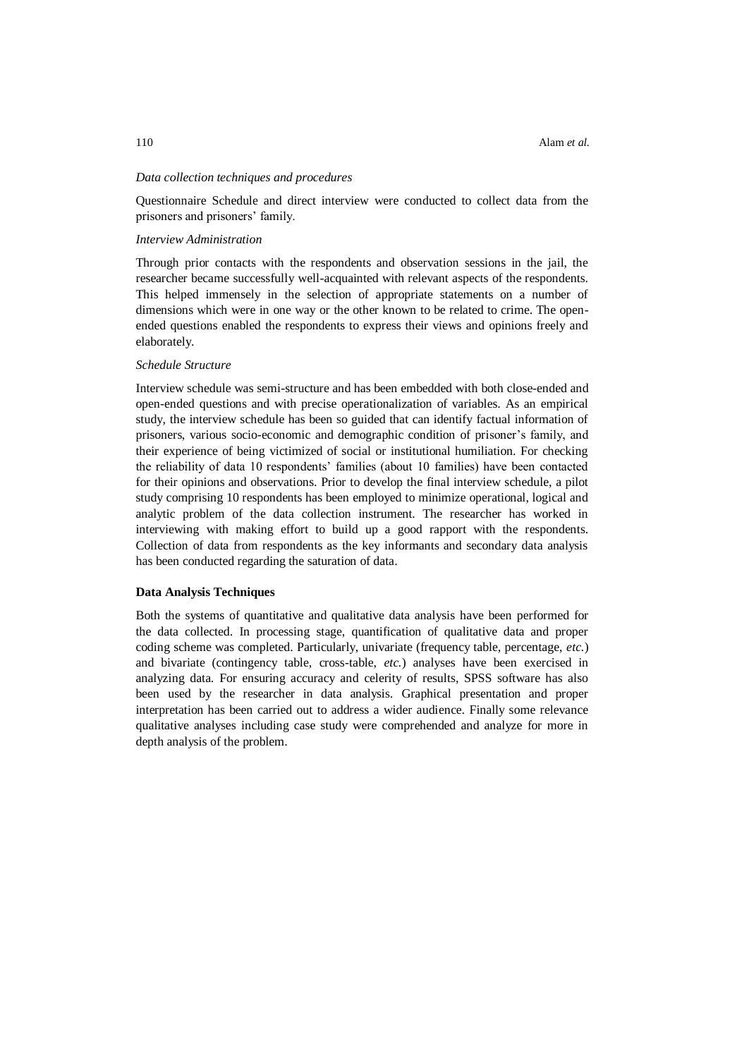*Data collection techniques and procedures*

Questionnaire Schedule and direct interview were conducted to collect data from the prisoners and prisoners' family.

*Interview Administration*

Through prior contacts with the respondents and observation sessions in the jail, the researcher became successfully well-acquainted with relevant aspects of the respondents. This helped immensely in the selection of appropriate statements on a number of dimensions which were in one way or the other known to be related to crime. The open-ended questions enabled the respondents to express their views and opinions freely and elaborately.

*Schedule Structure*

Interview schedule was semi-structure and has been embedded with both close-ended and open-ended questions and with precise operationalization of variables. As an empirical study, the interview schedule has been so guided that can identify factual information of prisoners, various socio-economic and demographic condition of prisoner's family, and their experience of being victimized of social or institutional humiliation. For checking the reliability of data 10 respondents' families (about 10 families) have been contacted for their opinions and observations. Prior to develop the final interview schedule, a pilot study comprising 10 respondents has been employed to minimize operational, logical and analytic problem of the data collection instrument. The researcher has worked in interviewing with making effort to build up a good rapport with the respondents. Collection of data from respondents as the key informants and secondary data analysis has been conducted regarding the saturation of data.

**Data Analysis Techniques**

Both the systems of quantitative and qualitative data analysis have been performed for the data collected. In processing stage, quantification of qualitative data and proper coding scheme was completed. Particularly, univariate (frequency table, percentage, *etc.*) and bivariate (contingency table, cross-table, *etc.*) analyses have been exercised in analyzing data. For ensuring accuracy and celerity of results, SPSS software has also been used by the researcher in data analysis. Graphical presentation and proper interpretation has been carried out to address a wider audience. Finally some relevance qualitative analyses including case study were comprehended and analyze for more in depth analysis of the problem.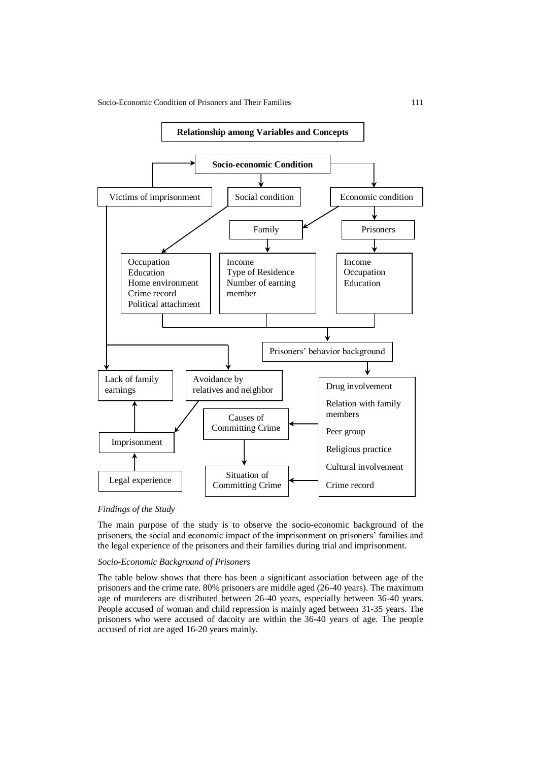**Relationship among Variables and Concepts**

Socio-economic Condition

Victims of imprisonment

Social condition

Economic condition

Family

Prisoners

Occupation
Education
Home environment
Crime record
Political attachment

Income
Type of Residence
Number of earning member

Income
Occupation
Education

Prisoners' behavior background

Lack of family earnings

Avoidance by relatives and neighbor

Drug involvement
Relation with family members
Peer group
Religious practice
Cultural involvement
Crime record

Causes of Committing Crime

Imprisonment

Situation of Committing Crime

Legal experience

*Findings of the Study*

The main purpose of the study is to observe the socio-economic background of the prisoners, the social and economic impact of the imprisonment on prisoners' families and the legal experience of the prisoners and their families during trial and imprisonment.

*Socio-Economic Background of Prisoners*

The table below shows that there has been a significant association between age of the prisoners and the crime rate. 80% prisoners are middle aged (26-40 years). The maximum age of murderers are distributed between 26-40 years, especially between 36-40 years. People accused of woman and child repression is mainly aged between 31-35 years. The prisoners who were accused of dacoity are within the 36-40 years of age. The people accused of riot are aged 16-20 years mainly.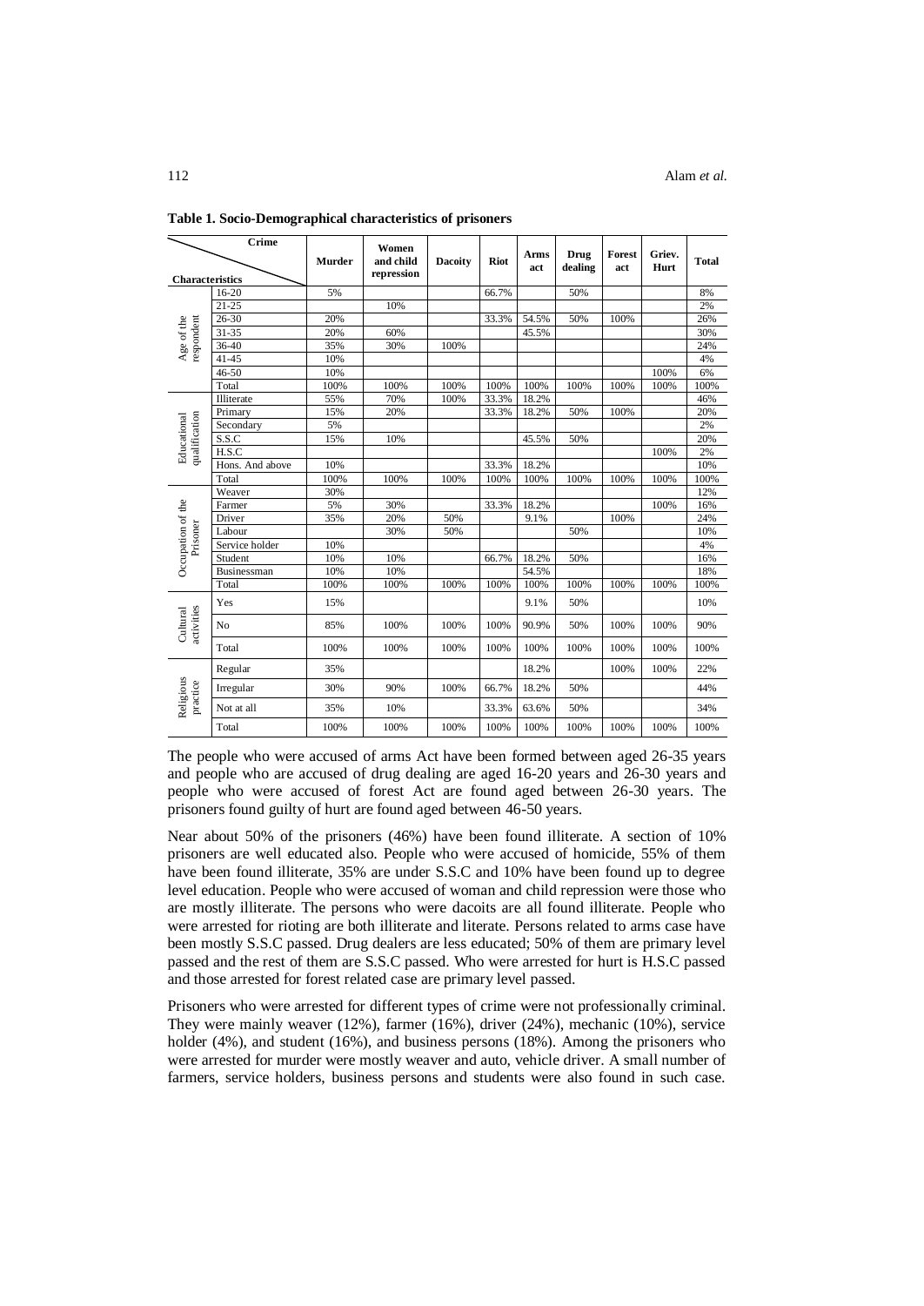**Table 1. Socio-Demographical characteristics of prisoners**

| Characteristics | Crime | Murder | Women and child repression | Dacoity | Riot | Arms act | Drug dealing | Forest act | Griev. Hurt | Total |
|---|---|---|---|---|---|---|---|---|---|---|
| Age of the respondent | 16-20 | 5% | | | 66.7% | | 50% | | | 8% |
| | 21-25 | | 10% | | | | | | | 2% |
| | 26-30 | 20% | | | 33.3% | 54.5% | 50% | 100% | | 26% |
| | 31-35 | 20% | 60% | | | 45.5% | | | | 30% |
| | 36-40 | 35% | 30% | 100% | | | | | | 24% |
| | 41-45 | 10% | | | | | | | | 4% |
| | 46-50 | 10% | | | | | | | 100% | 6% |
| | Total | 100% | 100% | 100% | 100% | 100% | 100% | 100% | 100% | 100% |
| Educational qualification | Illiterate | 55% | 70% | 100% | 33.3% | 18.2% | | | | 46% |
| | Primary | 15% | 20% | | 33.3% | 18.2% | 50% | 100% | | 20% |
| | Secondary | 5% | | | | | | | | 2% |
| | S.S.C | 15% | 10% | | | 45.5% | 50% | | | 20% |
| | H.S.C | | | | | | | | 100% | 2% |
| | Hons. And above | 10% | | | 33.3% | 18.2% | | | | 10% |
| | Total | 100% | 100% | 100% | 100% | 100% | 100% | 100% | 100% | 100% |
| Occupation of the Prisoner | Weaver | 30% | | | | | | | | 12% |
| | Farmer | 5% | 30% | | 33.3% | 18.2% | | | 100% | 16% |
| | Driver | 35% | 20% | 50% | | 9.1% | | 100% | | 24% |
| | Labour | | 30% | 50% | | | 50% | | | 10% |
| | Service holder | 10% | | | | | | | | 4% |
| | Student | 10% | 10% | | 66.7% | 18.2% | 50% | | | 16% |
| | Businessman | 10% | 10% | | | 54.5% | | | | 18% |
| | Total | 100% | 100% | 100% | 100% | 100% | 100% | 100% | 100% | 100% |
| Cultural activities | Yes | 15% | | | | 9.1% | 50% | | | 10% |
| | No | 85% | 100% | 100% | 100% | 90.9% | 50% | 100% | 100% | 90% |
| | Total | 100% | 100% | 100% | 100% | 100% | 100% | 100% | 100% | 100% |
| Religious practice | Regular | 35% | | | | 18.2% | | 100% | 100% | 22% |
| | Irregular | 30% | 90% | 100% | 66.7% | 18.2% | 50% | | | 44% |
| | Not at all | 35% | 10% | | 33.3% | 63.6% | 50% | | | 34% |
| | Total | 100% | 100% | 100% | 100% | 100% | 100% | 100% | 100% | 100% |

The people who were accused of arms Act have been formed between aged 26-35 years and people who are accused of drug dealing are aged 16-20 years and 26-30 years and people who were accused of forest Act are found aged between 26-30 years. The prisoners found guilty of hurt are found aged between 46-50 years.

Near about 50% of the prisoners (46%) have been found illiterate. A section of 10% prisoners are well educated also. People who were accused of homicide, 55% of them have been found illiterate, 35% are under S.S.C and 10% have been found up to degree level education. People who were accused of woman and child repression were those who are mostly illiterate. The persons who were dacoits are all found illiterate. People who were arrested for rioting are both illiterate and literate. Persons related to arms case have been mostly S.S.C passed. Drug dealers are less educated; 50% of them are primary level passed and the rest of them are S.S.C passed. Who were arrested for hurt is H.S.C passed and those arrested for forest related case are primary level passed.

Prisoners who were arrested for different types of crime were not professionally criminal. They were mainly weaver (12%), farmer (16%), driver (24%), mechanic (10%), service holder (4%), and student (16%), and business persons (18%). Among the prisoners who were arrested for murder were mostly weaver and auto, vehicle driver. A small number of farmers, service holders, business persons and students were also found in such case.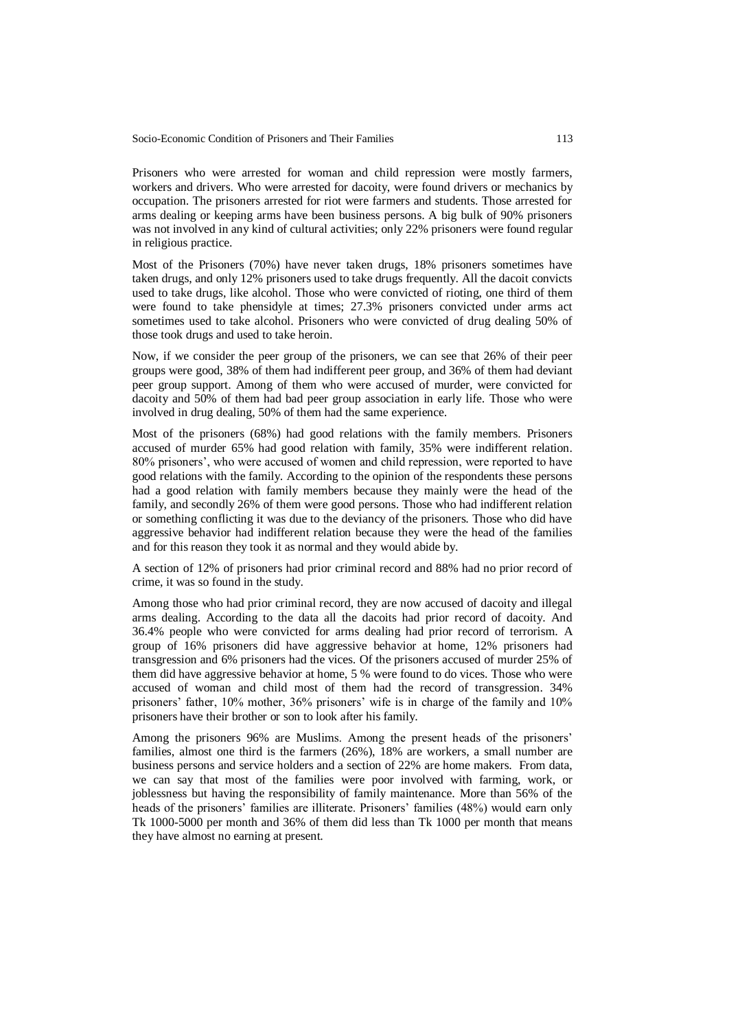Prisoners who were arrested for woman and child repression were mostly farmers, workers and drivers. Who were arrested for dacoity, were found drivers or mechanics by occupation. The prisoners arrested for riot were farmers and students. Those arrested for arms dealing or keeping arms have been business persons. A big bulk of 90% prisoners was not involved in any kind of cultural activities; only 22% prisoners were found regular in religious practice.

Most of the Prisoners (70%) have never taken drugs, 18% prisoners sometimes have taken drugs, and only 12% prisoners used to take drugs frequently. All the dacoit convicts used to take drugs, like alcohol. Those who were convicted of rioting, one third of them were found to take phensidyle at times; 27.3% prisoners convicted under arms act sometimes used to take alcohol. Prisoners who were convicted of drug dealing 50% of those took drugs and used to take heroin.

Now, if we consider the peer group of the prisoners, we can see that 26% of their peer groups were good, 38% of them had indifferent peer group, and 36% of them had deviant peer group support. Among of them who were accused of murder, were convicted for dacoity and 50% of them had bad peer group association in early life. Those who were involved in drug dealing, 50% of them had the same experience.

Most of the prisoners (68%) had good relations with the family members. Prisoners accused of murder 65% had good relation with family, 35% were indifferent relation. 80% prisoners', who were accused of women and child repression, were reported to have good relations with the family. According to the opinion of the respondents these persons had a good relation with family members because they mainly were the head of the family, and secondly 26% of them were good persons. Those who had indifferent relation or something conflicting it was due to the deviancy of the prisoners. Those who did have aggressive behavior had indifferent relation because they were the head of the families and for this reason they took it as normal and they would abide by.

A section of 12% of prisoners had prior criminal record and 88% had no prior record of crime, it was so found in the study.

Among those who had prior criminal record, they are now accused of dacoity and illegal arms dealing. According to the data all the dacoits had prior record of dacoity. And 36.4% people who were convicted for arms dealing had prior record of terrorism. A group of 16% prisoners did have aggressive behavior at home, 12% prisoners had transgression and 6% prisoners had the vices. Of the prisoners accused of murder 25% of them did have aggressive behavior at home, 5 % were found to do vices. Those who were accused of woman and child most of them had the record of transgression. 34% prisoners' father, 10% mother, 36% prisoners' wife is in charge of the family and 10% prisoners have their brother or son to look after his family.

Among the prisoners 96% are Muslims. Among the present heads of the prisoners' families, almost one third is the farmers (26%), 18% are workers, a small number are business persons and service holders and a section of 22% are home makers. From data, we can say that most of the families were poor involved with farming, work, or joblessness but having the responsibility of family maintenance. More than 56% of the heads of the prisoners' families are illiterate. Prisoners' families (48%) would earn only Tk 1000-5000 per month and 36% of them did less than Tk 1000 per month that means they have almost no earning at present.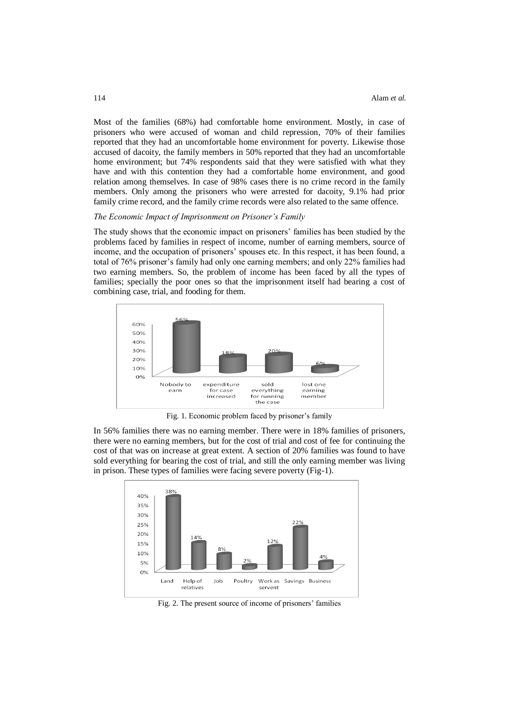Most of the families (68%) had comfortable home environment. Mostly, in case of prisoners who were accused of woman and child repression, 70% of their families reported that they had an uncomfortable home environment for poverty. Likewise those accused of dacoity, the family members in 50% reported that they had an uncomfortable home environment; but 74% respondents said that they were satisfied with what they have and with this contention they had a comfortable home environment, and good relation among themselves. In case of 98% cases there is no crime record in the family members. Only among the prisoners who were arrested for dacoity, 9.1% had prior family crime record, and the family crime records were also related to the same offence.

*The Economic Impact of Imprisonment on Prisoner's Family*

The study shows that the economic impact on prisoners' families has been studied by the problems faced by families in respect of income, number of earning members, source of income, and the occupation of prisoners' spouses etc. In this respect, it has been found, a total of 76% prisoner's family had only one earning members; and only 22% families had two earning members. So, the problem of income has been faced by all the types of families; specially the poor ones so that the imprisonment itself had bearing a cost of combining case, trial, and fooding for them.

60%
50%
40%
30%
20%
10%
0%

56%
18%
20%
6%

Nobody to earn
expenditure for case increased
sold everything for running the case
lost one earning member

Fig. 1. Economic problem faced by prisoner's family

In 56% families there was no earning member. There were in 18% families of prisoners, there were no earning members, but for the cost of trial and cost of fee for continuing the cost of that was on increase at great extent. A section of 20% families was found to have sold everything for bearing the cost of trial, and still the only earning member was living in prison. These types of families were facing severe poverty (Fig-1).

40%
35%
30%
25%
20%
15%
10%
5%
0%

38%
14%
8%
2%
12%
22%
4%

Land
Help of relatives
Job
Poultry
Work as servent
Savings
Business

Fig. 2. The present source of income of prisoners' families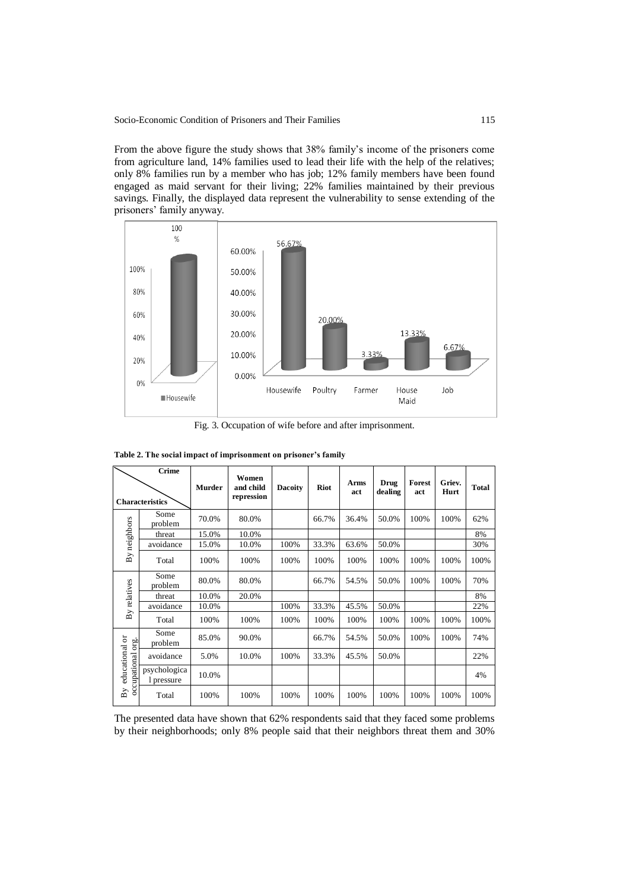From the above figure the study shows that 38% family's income of the prisoners come from agriculture land, 14% families used to lead their life with the help of the relatives; only 8% families run by a member who has job; 12% family members have been found engaged as maid servant for their living; 22% families maintained by their previous savings. Finally, the displayed data represent the vulnerability to sense extending of the prisoners' family anyway.

100 %

100%
80%
60%
40%
20%
0%

Housewife

60.00%
50.00%
40.00%
30.00%
20.00%
10.00%
0.00%

56.67%
20.00%
3.33%
13.33%
6.67%

Housewife
Poultry
Farmer
House Maid
Job

Fig. 3. Occupation of wife before and after imprisonment.

**Table 2. The social impact of imprisonment on prisoner's family**

| Characteristics | | Murder | Women and child repression | Dacoity | Riot | Arms act | Drug dealing | Forest act | Griev. Hurt | Total |
|---|---|---|---|---|---|---|---|---|---|---|
| By neighbors | Some problem | 70.0% | 80.0% | | 66.7% | 36.4% | 50.0% | 100% | 100% | 62% |
| | threat | 15.0% | 10.0% | | | | | | | 8% |
| | avoidance | 15.0% | 10.0% | 100% | 33.3% | 63.6% | 50.0% | | | 30% |
| | Total | 100% | 100% | 100% | 100% | 100% | 100% | 100% | 100% | 100% |
| By relatives | Some problem | 80.0% | 80.0% | | 66.7% | 54.5% | 50.0% | 100% | 100% | 70% |
| | threat | 10.0% | 20.0% | | | | | | | 8% |
| | avoidance | 10.0% | | 100% | 33.3% | 45.5% | 50.0% | | | 22% |
| | Total | 100% | 100% | 100% | 100% | 100% | 100% | 100% | 100% | 100% |
| By educational or occupational org. | Some problem | 85.0% | 90.0% | | 66.7% | 54.5% | 50.0% | 100% | 100% | 74% |
| | avoidance | 5.0% | 10.0% | 100% | 33.3% | 45.5% | 50.0% | | | 22% |
| | psychological pressure | 10.0% | | | | | | | | 4% |
| | Total | 100% | 100% | 100% | 100% | 100% | 100% | 100% | 100% | 100% |

The presented data have shown that 62% respondents said that they faced some problems by their neighborhoods; only 8% people said that their neighbors threat them and 30%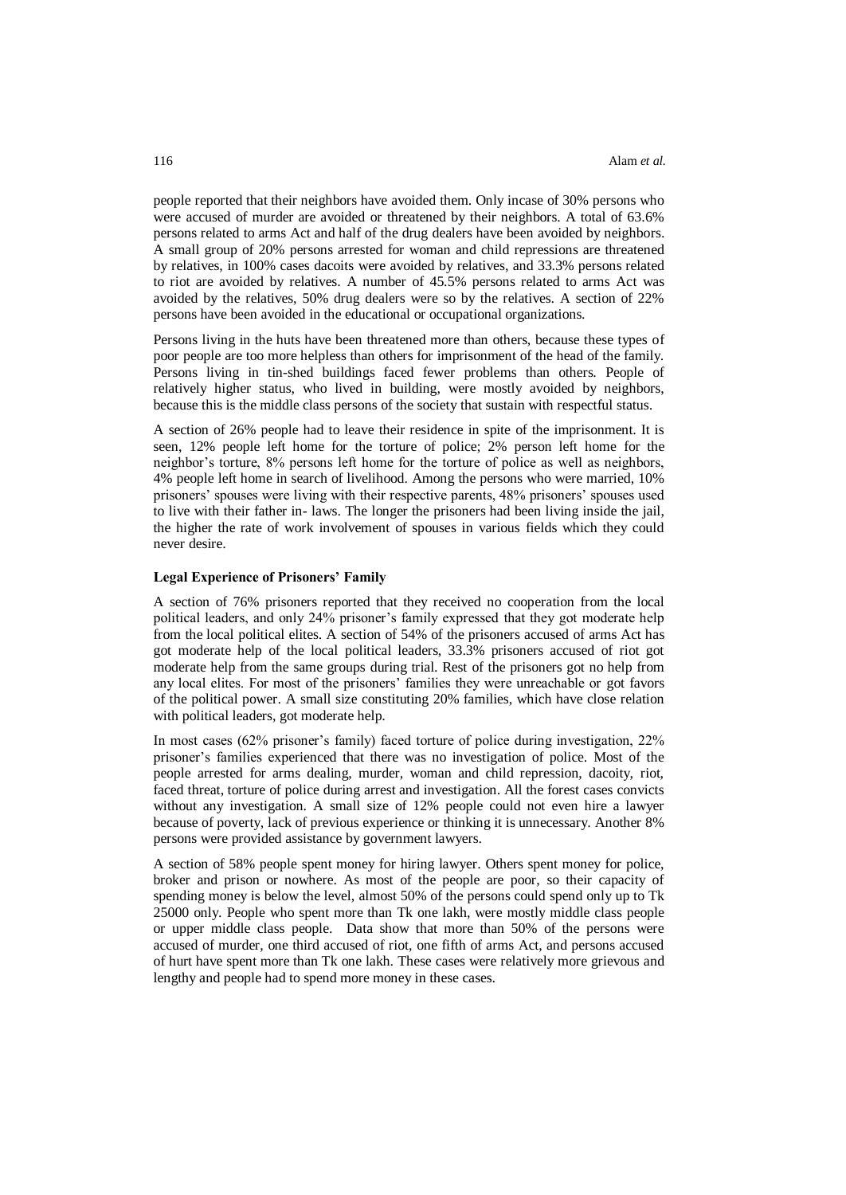people reported that their neighbors have avoided them. Only incase of 30% persons who were accused of murder are avoided or threatened by their neighbors. A total of 63.6% persons related to arms Act and half of the drug dealers have been avoided by neighbors. A small group of 20% persons arrested for woman and child repressions are threatened by relatives, in 100% cases dacoits were avoided by relatives, and 33.3% persons related to riot are avoided by relatives. A number of 45.5% persons related to arms Act was avoided by the relatives, 50% drug dealers were so by the relatives. A section of 22% persons have been avoided in the educational or occupational organizations.

Persons living in the huts have been threatened more than others, because these types of poor people are too more helpless than others for imprisonment of the head of the family. Persons living in tin-shed buildings faced fewer problems than others. People of relatively higher status, who lived in building, were mostly avoided by neighbors, because this is the middle class persons of the society that sustain with respectful status.

A section of 26% people had to leave their residence in spite of the imprisonment. It is seen, 12% people left home for the torture of police; 2% person left home for the neighbor's torture, 8% persons left home for the torture of police as well as neighbors, 4% people left home in search of livelihood. Among the persons who were married, 10% prisoners' spouses were living with their respective parents, 48% prisoners' spouses used to live with their father in- laws. The longer the prisoners had been living inside the jail, the higher the rate of work involvement of spouses in various fields which they could never desire.

### Legal Experience of Prisoners' Family

A section of 76% prisoners reported that they received no cooperation from the local political leaders, and only 24% prisoner's family expressed that they got moderate help from the local political elites. A section of 54% of the prisoners accused of arms Act has got moderate help of the local political leaders, 33.3% prisoners accused of riot got moderate help from the same groups during trial. Rest of the prisoners got no help from any local elites. For most of the prisoners' families they were unreachable or got favors of the political power. A small size constituting 20% families, which have close relation with political leaders, got moderate help.

In most cases (62% prisoner's family) faced torture of police during investigation, 22% prisoner's families experienced that there was no investigation of police. Most of the people arrested for arms dealing, murder, woman and child repression, dacoity, riot, faced threat, torture of police during arrest and investigation. All the forest cases convicts without any investigation. A small size of 12% people could not even hire a lawyer because of poverty, lack of previous experience or thinking it is unnecessary. Another 8% persons were provided assistance by government lawyers.

A section of 58% people spent money for hiring lawyer. Others spent money for police, broker and prison or nowhere. As most of the people are poor, so their capacity of spending money is below the level, almost 50% of the persons could spend only up to Tk 25000 only. People who spent more than Tk one lakh, were mostly middle class people or upper middle class people. Data show that more than 50% of the persons were accused of murder, one third accused of riot, one fifth of arms Act, and persons accused of hurt have spent more than Tk one lakh. These cases were relatively more grievous and lengthy and people had to spend more money in these cases.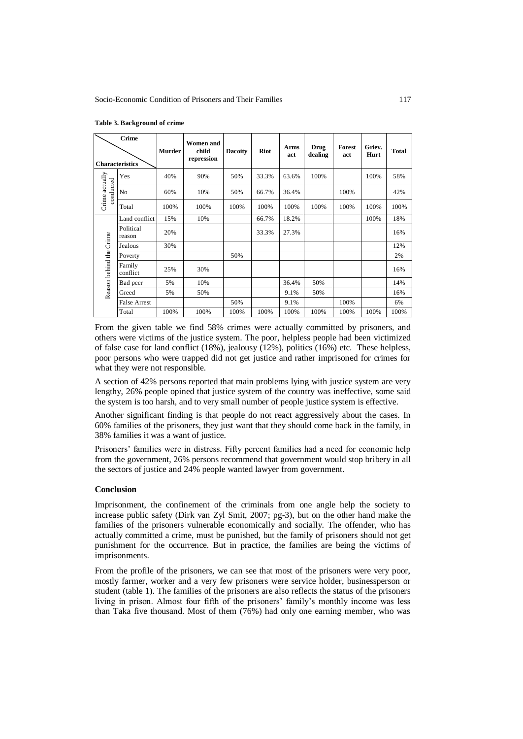**Table 3. Background of crime**

| | Crime / Characteristics | Murder | Women and child repression | Dacoity | Riot | Arms act | Drug dealing | Forest act | Griev. Hurt | Total |
|---|---|---|---|---|---|---|---|---|---|---|
| Crime actually conducted | Yes | 40% | 90% | 50% | 33.3% | 63.6% | 100% | | 100% | 58% |
| | No | 60% | 10% | 50% | 66.7% | 36.4% | | 100% | | 42% |
| | Total | 100% | 100% | 100% | 100% | 100% | 100% | 100% | 100% | 100% |
| Reason behind the Crime | Land conflict | 15% | 10% | | 66.7% | 18.2% | | | 100% | 18% |
| | Political reason | 20% | | | 33.3% | 27.3% | | | | 16% |
| | Jealous | 30% | | | | | | | | 12% |
| | Poverty | | | 50% | | | | | | 2% |
| | Family conflict | 25% | 30% | | | | | | | 16% |
| | Bad peer | 5% | 10% | | | 36.4% | 50% | | | 14% |
| | Greed | 5% | 50% | | | 9.1% | 50% | | | 16% |
| | False Arrest | | | 50% | | 9.1% | | 100% | | 6% |
| | Total | 100% | 100% | 100% | 100% | 100% | 100% | 100% | 100% | 100% |

From the given table we find 58% crimes were actually committed by prisoners, and others were victims of the justice system. The poor, helpless people had been victimized of false case for land conflict (18%), jealousy (12%), politics (16%) etc. These helpless, poor persons who were trapped did not get justice and rather imprisoned for crimes for what they were not responsible.

A section of 42% persons reported that main problems lying with justice system are very lengthy, 26% people opined that justice system of the country was ineffective, some said the system is too harsh, and to very small number of people justice system is effective.

Another significant finding is that people do not react aggressively about the cases. In 60% families of the prisoners, they just want that they should come back in the family, in 38% families it was a want of justice.

Prisoners' families were in distress. Fifty percent families had a need for economic help from the government, 26% persons recommend that government would stop bribery in all the sectors of justice and 24% people wanted lawyer from government.

### Conclusion

Imprisonment, the confinement of the criminals from one angle help the society to increase public safety (Dirk van Zyl Smit, 2007; pg-3), but on the other hand make the families of the prisoners vulnerable economically and socially. The offender, who has actually committed a crime, must be punished, but the family of prisoners should not get punishment for the occurrence. But in practice, the families are being the victims of imprisonments.

From the profile of the prisoners, we can see that most of the prisoners were very poor, mostly farmer, worker and a very few prisoners were service holder, businessperson or student (table 1). The families of the prisoners are also reflects the status of the prisoners living in prison. Almost four fifth of the prisoners' family's monthly income was less than Taka five thousand. Most of them (76%) had only one earning member, who was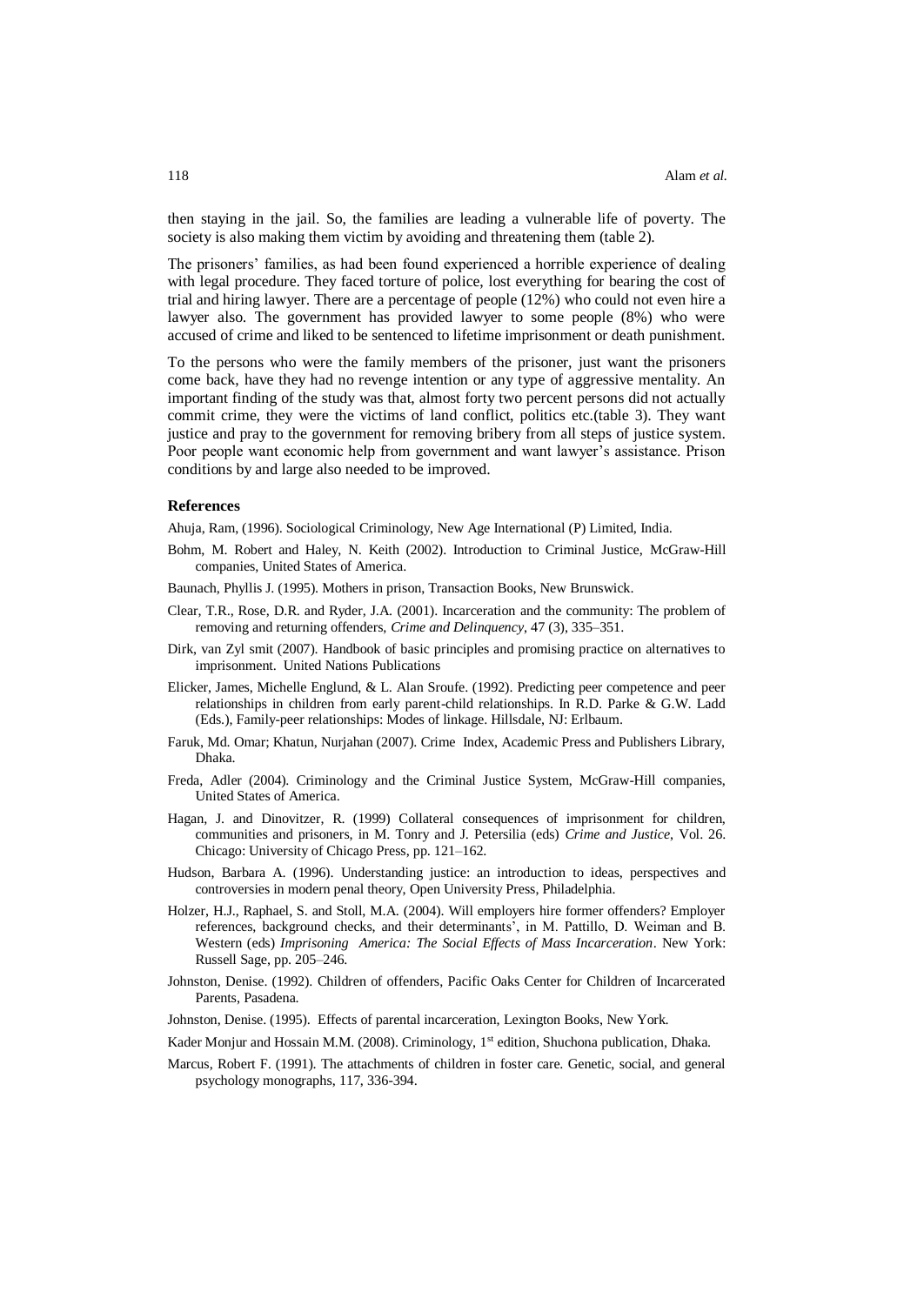then staying in the jail. So, the families are leading a vulnerable life of poverty. The society is also making them victim by avoiding and threatening them (table 2).

The prisoners' families, as had been found experienced a horrible experience of dealing with legal procedure. They faced torture of police, lost everything for bearing the cost of trial and hiring lawyer. There are a percentage of people (12%) who could not even hire a lawyer also. The government has provided lawyer to some people (8%) who were accused of crime and liked to be sentenced to lifetime imprisonment or death punishment.

To the persons who were the family members of the prisoner, just want the prisoners come back, have they had no revenge intention or any type of aggressive mentality. An important finding of the study was that, almost forty two percent persons did not actually commit crime, they were the victims of land conflict, politics etc.(table 3). They want justice and pray to the government for removing bribery from all steps of justice system. Poor people want economic help from government and want lawyer's assistance. Prison conditions by and large also needed to be improved.

### References

Ahuja, Ram, (1996). Sociological Criminology, New Age International (P) Limited, India.

Bohm, M. Robert and Haley, N. Keith (2002). Introduction to Criminal Justice, McGraw-Hill companies, United States of America.

Baunach, Phyllis J. (1995). Mothers in prison, Transaction Books, New Brunswick.

Clear, T.R., Rose, D.R. and Ryder, J.A. (2001). Incarceration and the community: The problem of removing and returning offenders, *Crime and Delinquency*, 47 (3), 335–351.

Dirk, van Zyl smit (2007). Handbook of basic principles and promising practice on alternatives to imprisonment. United Nations Publications

Elicker, James, Michelle Englund, & L. Alan Sroufe. (1992). Predicting peer competence and peer relationships in children from early parent-child relationships. In R.D. Parke & G.W. Ladd (Eds.), Family-peer relationships: Modes of linkage. Hillsdale, NJ: Erlbaum.

Faruk, Md. Omar; Khatun, Nurjahan (2007). Crime Index, Academic Press and Publishers Library, Dhaka.

Freda, Adler (2004). Criminology and the Criminal Justice System, McGraw-Hill companies, United States of America.

Hagan, J. and Dinovitzer, R. (1999) Collateral consequences of imprisonment for children, communities and prisoners, in M. Tonry and J. Petersilia (eds) *Crime and Justice*, Vol. 26. Chicago: University of Chicago Press, pp. 121–162.

Hudson, Barbara A. (1996). Understanding justice: an introduction to ideas, perspectives and controversies in modern penal theory, Open University Press, Philadelphia.

Holzer, H.J., Raphael, S. and Stoll, M.A. (2004). Will employers hire former offenders? Employer references, background checks, and their determinants', in M. Pattillo, D. Weiman and B. Western (eds) *Imprisoning America: The Social Effects of Mass Incarceration*. New York: Russell Sage, pp. 205–246.

Johnston, Denise. (1992). Children of offenders, Pacific Oaks Center for Children of Incarcerated Parents, Pasadena.

Johnston, Denise. (1995). Effects of parental incarceration, Lexington Books, New York.

Kader Monjur and Hossain M.M. (2008). Criminology, 1st edition, Shuchona publication, Dhaka.

Marcus, Robert F. (1991). The attachments of children in foster care. Genetic, social, and general psychology monographs, 117, 336-394.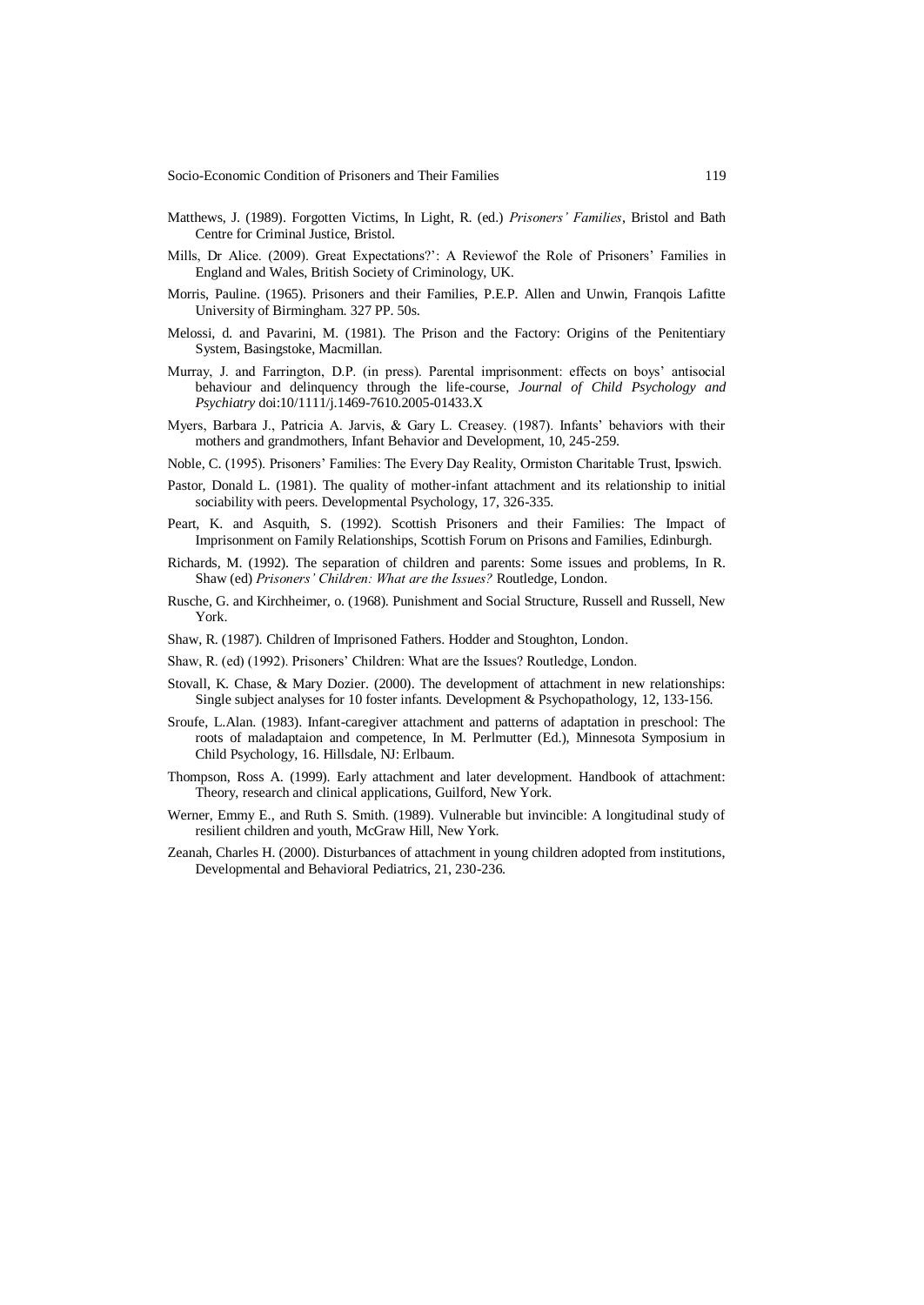Matthews, J. (1989). Forgotten Victims, In Light, R. (ed.) *Prisoners' Families*, Bristol and Bath Centre for Criminal Justice, Bristol.

Mills, Dr Alice. (2009). Great Expectations?': A Reviewof the Role of Prisoners' Families in England and Wales, British Society of Criminology, UK.

Morris, Pauline. (1965). Prisoners and their Families, P.E.P. Allen and Unwin, Franqois Lafitte University of Birmingham. 327 PP. 50s.

Melossi, d. and Pavarini, M. (1981). The Prison and the Factory: Origins of the Penitentiary System, Basingstoke, Macmillan.

Murray, J. and Farrington, D.P. (in press). Parental imprisonment: effects on boys' antisocial behaviour and delinquency through the life-course, *Journal of Child Psychology and Psychiatry* doi:10/1111/j.1469-7610.2005-01433.X

Myers, Barbara J., Patricia A. Jarvis, & Gary L. Creasey. (1987). Infants' behaviors with their mothers and grandmothers, Infant Behavior and Development, 10, 245-259.

Noble, C. (1995). Prisoners' Families: The Every Day Reality, Ormiston Charitable Trust, Ipswich.

Pastor, Donald L. (1981). The quality of mother-infant attachment and its relationship to initial sociability with peers. Developmental Psychology, 17, 326-335.

Peart, K. and Asquith, S. (1992). Scottish Prisoners and their Families: The Impact of Imprisonment on Family Relationships, Scottish Forum on Prisons and Families, Edinburgh.

Richards, M. (1992). The separation of children and parents: Some issues and problems, In R. Shaw (ed) *Prisoners' Children: What are the Issues?* Routledge, London.

Rusche, G. and Kirchheimer, o. (1968). Punishment and Social Structure, Russell and Russell, New York.

Shaw, R. (1987). Children of Imprisoned Fathers. Hodder and Stoughton, London.

Shaw, R. (ed) (1992). Prisoners' Children: What are the Issues? Routledge, London.

Stovall, K. Chase, & Mary Dozier. (2000). The development of attachment in new relationships: Single subject analyses for 10 foster infants. Development & Psychopathology, 12, 133-156.

Sroufe, L.Alan. (1983). Infant-caregiver attachment and patterns of adaptation in preschool: The roots of maladaptaion and competence, In M. Perlmutter (Ed.), Minnesota Symposium in Child Psychology, 16. Hillsdale, NJ: Erlbaum.

Thompson, Ross A. (1999). Early attachment and later development. Handbook of attachment: Theory, research and clinical applications, Guilford, New York.

Werner, Emmy E., and Ruth S. Smith. (1989). Vulnerable but invincible: A longitudinal study of resilient children and youth, McGraw Hill, New York.

Zeanah, Charles H. (2000). Disturbances of attachment in young children adopted from institutions, Developmental and Behavioral Pediatrics, 21, 230-236.